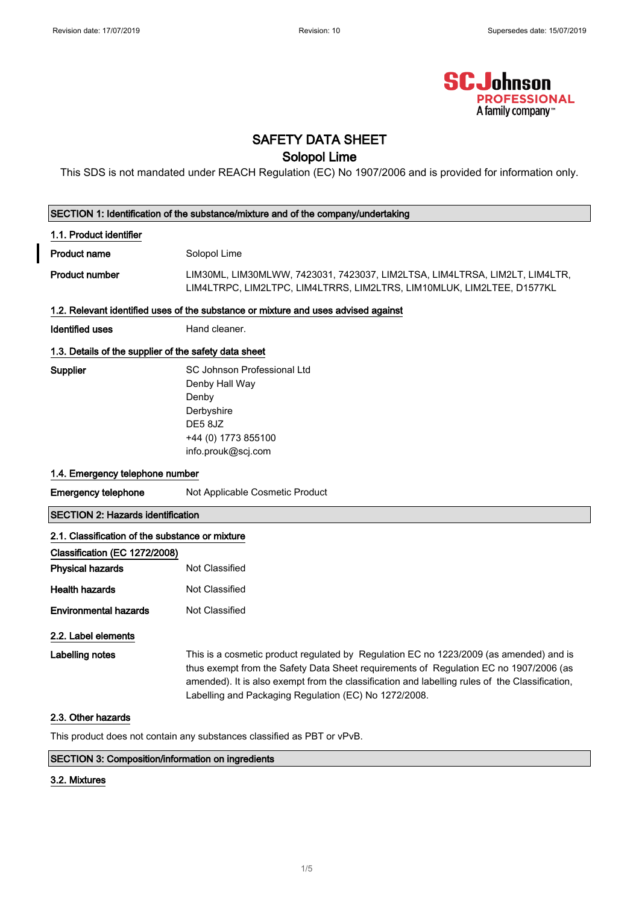Revision date: 17/07/2019 Revision: 10 Supersedes date: 15/07/2019

# SAFETY DATA SHEET

## Solopol Lime

This SDS is not mandated under REACH Regulation (EC) No 1907/2006 and is provided for information only.

## SECTION 1: Identification of the substance/mixture and of the company/undertaking

### 1.1. Product identifier

**Product name** Solopol Lime

**Product number** LIM30ML, LIM30MLWW, 7423031, 7423037, LIM2LTSA, LIM4LTRSA, LIM2LT, LIM4LTR, LIM4LTRPC, LIM2LTPC, LIM4LTRRS, LIM2LTRS, LIM10MLUK, LIM2LTEE, D1577KL

### 1.2. Relevant identified uses of the substance or mixture and uses advised against

**Identified uses** Hand cleaner.

### 1.3. Details of the supplier of the safety data sheet

**Supplier** SC Johnson Professional Ltd
Denby Hall Way
Denby
Derbyshire
DE5 8JZ
+44 (0) 1773 855100
info.prouk@scj.com

### 1.4. Emergency telephone number

**Emergency telephone** Not Applicable Cosmetic Product

## SECTION 2: Hazards identification

### 2.1. Classification of the substance or mixture

**Classification (EC 1272/2008)**

**Physical hazards** Not Classified

**Health hazards** Not Classified

**Environmental hazards** Not Classified

### 2.2. Label elements

**Labelling notes** This is a cosmetic product regulated by Regulation EC no 1223/2009 (as amended) and is thus exempt from the Safety Data Sheet requirements of Regulation EC no 1907/2006 (as amended). It is also exempt from the classification and labelling rules of the Classification, Labelling and Packaging Regulation (EC) No 1272/2008.

### 2.3. Other hazards

This product does not contain any substances classified as PBT or vPvB.

## SECTION 3: Composition/information on ingredients

### 3.2. Mixtures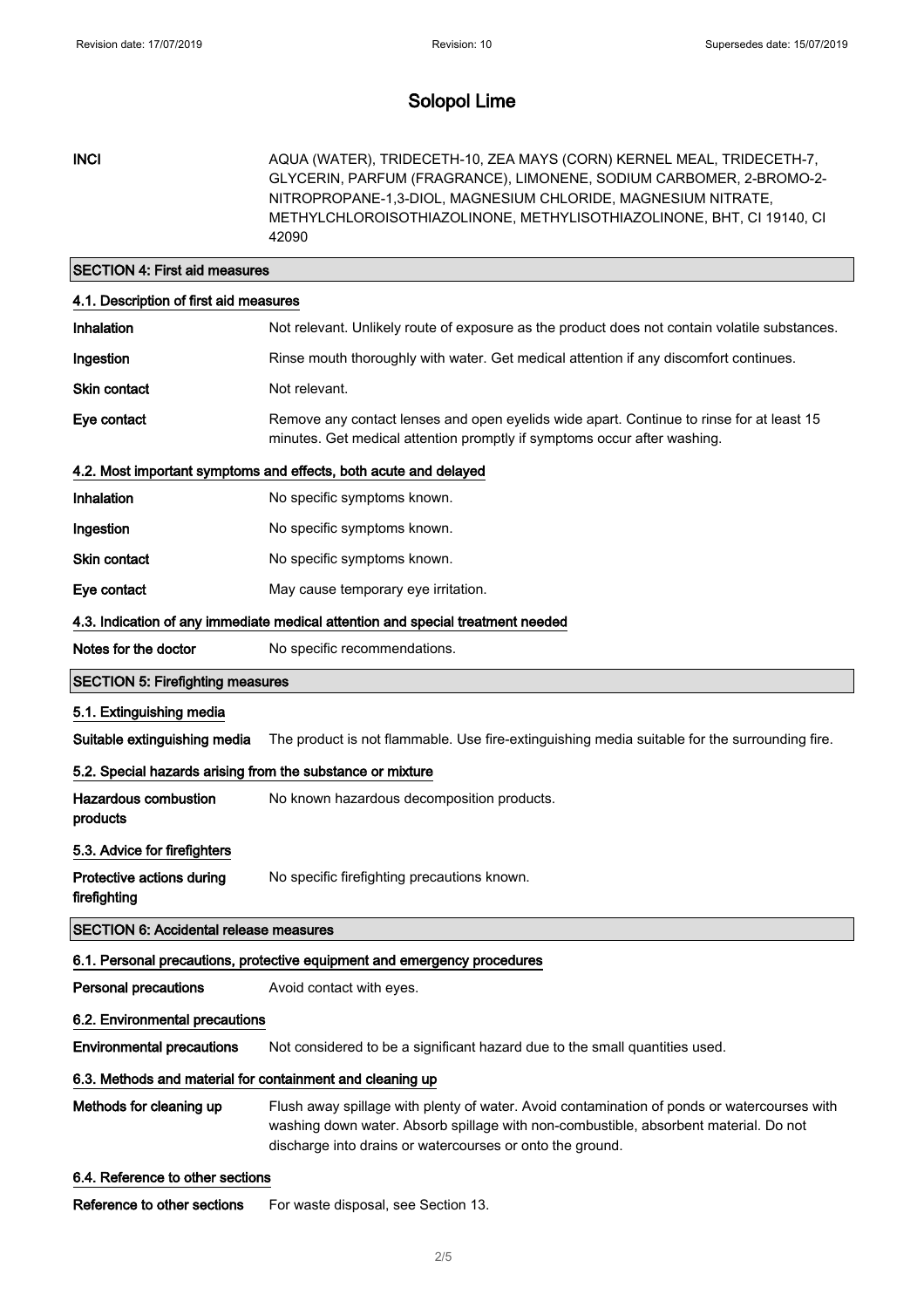# Solopol Lime

**INCI** AQUA (WATER), TRIDECETH-10, ZEA MAYS (CORN) KERNEL MEAL, TRIDECETH-7, GLYCERIN, PARFUM (FRAGRANCE), LIMONENE, SODIUM CARBOMER, 2-BROMO-2-NITROPROPANE-1,3-DIOL, MAGNESIUM CHLORIDE, MAGNESIUM NITRATE, METHYLCHLOROISOTHIAZOLINONE, METHYLISOTHIAZOLINONE, BHT, CI 19140, CI 42090

## SECTION 4: First aid measures

### 4.1. Description of first aid measures

**Inhalation** Not relevant. Unlikely route of exposure as the product does not contain volatile substances.

**Ingestion** Rinse mouth thoroughly with water. Get medical attention if any discomfort continues.

**Skin contact** Not relevant.

**Eye contact** Remove any contact lenses and open eyelids wide apart. Continue to rinse for at least 15 minutes. Get medical attention promptly if symptoms occur after washing.

### 4.2. Most important symptoms and effects, both acute and delayed

**Inhalation** No specific symptoms known.

**Ingestion** No specific symptoms known.

**Skin contact** No specific symptoms known.

**Eye contact** May cause temporary eye irritation.

### 4.3. Indication of any immediate medical attention and special treatment needed

**Notes for the doctor** No specific recommendations.

## SECTION 5: Firefighting measures

### 5.1. Extinguishing media

**Suitable extinguishing media** The product is not flammable. Use fire-extinguishing media suitable for the surrounding fire.

### 5.2. Special hazards arising from the substance or mixture

**Hazardous combustion products** No known hazardous decomposition products.

### 5.3. Advice for firefighters

**Protective actions during firefighting** No specific firefighting precautions known.

## SECTION 6: Accidental release measures

### 6.1. Personal precautions, protective equipment and emergency procedures

**Personal precautions** Avoid contact with eyes.

### 6.2. Environmental precautions

**Environmental precautions** Not considered to be a significant hazard due to the small quantities used.

### 6.3. Methods and material for containment and cleaning up

**Methods for cleaning up** Flush away spillage with plenty of water. Avoid contamination of ponds or watercourses with washing down water. Absorb spillage with non-combustible, absorbent material. Do not discharge into drains or watercourses or onto the ground.

### 6.4. Reference to other sections

**Reference to other sections** For waste disposal, see Section 13.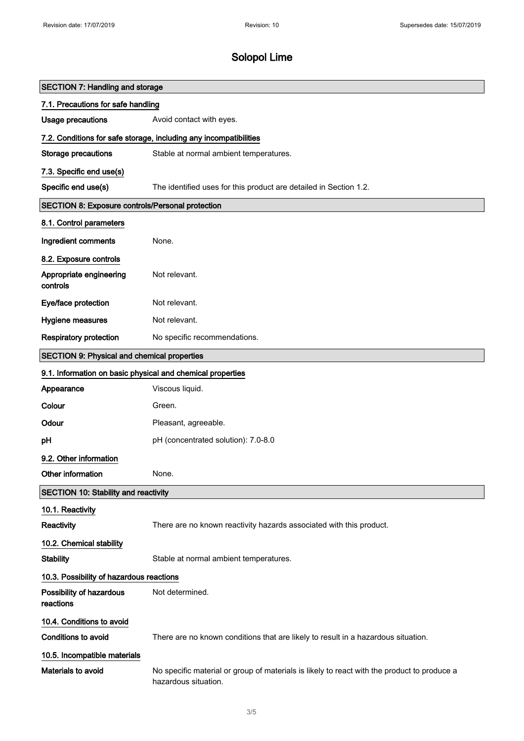# Solopol Lime

## SECTION 7: Handling and storage

### 7.1. Precautions for safe handling

**Usage precautions** Avoid contact with eyes.

### 7.2. Conditions for safe storage, including any incompatibilities

**Storage precautions** Stable at normal ambient temperatures.

### 7.3. Specific end use(s)

**Specific end use(s)** The identified uses for this product are detailed in Section 1.2.

## SECTION 8: Exposure controls/Personal protection

### 8.1. Control parameters

**Ingredient comments** None.

### 8.2. Exposure controls

**Appropriate engineering controls** Not relevant.

**Eye/face protection** Not relevant.

**Hygiene measures** Not relevant.

**Respiratory protection** No specific recommendations.

## SECTION 9: Physical and chemical properties

### 9.1. Information on basic physical and chemical properties

**Appearance** Viscous liquid.

**Colour** Green.

**Odour** Pleasant, agreeable.

**pH** pH (concentrated solution): 7.0-8.0

### 9.2. Other information

**Other information** None.

## SECTION 10: Stability and reactivity

### 10.1. Reactivity

**Reactivity** There are no known reactivity hazards associated with this product.

### 10.2. Chemical stability

**Stability** Stable at normal ambient temperatures.

### 10.3. Possibility of hazardous reactions

**Possibility of hazardous reactions** Not determined.

### 10.4. Conditions to avoid

**Conditions to avoid** There are no known conditions that are likely to result in a hazardous situation.

### 10.5. Incompatible materials

**Materials to avoid** No specific material or group of materials is likely to react with the product to produce a hazardous situation.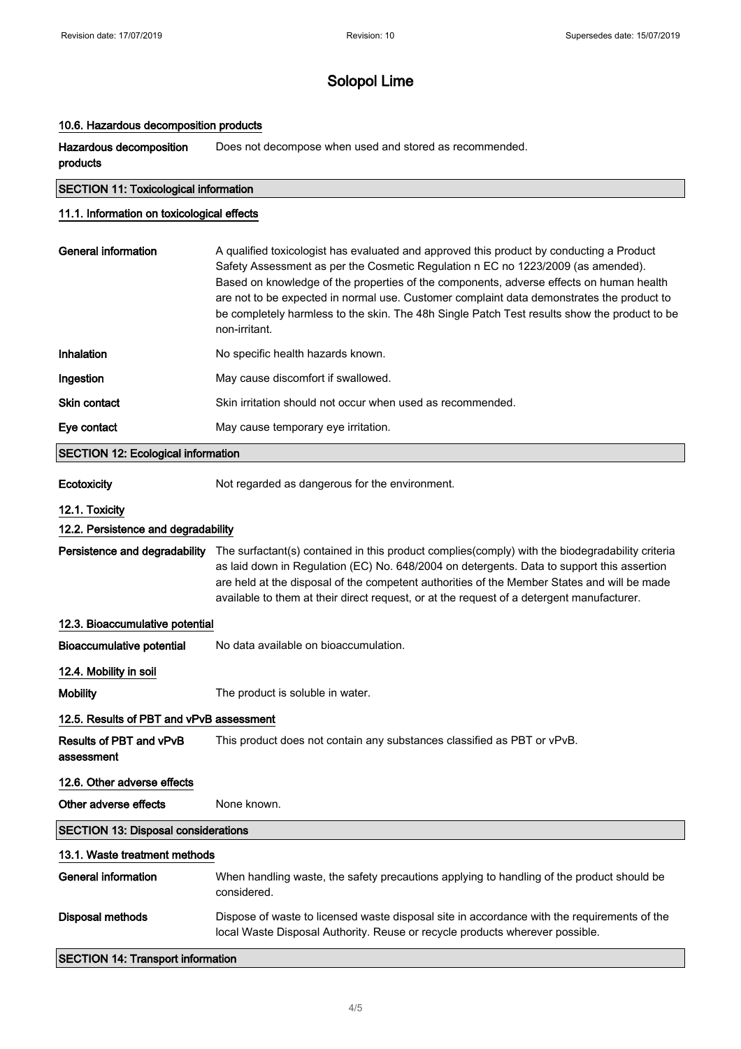## 10.6. Hazardous decomposition products

**Hazardous decomposition products** Does not decompose when used and stored as recommended.

## SECTION 11: Toxicological information

### 11.1. Information on toxicological effects

**General information** A qualified toxicologist has evaluated and approved this product by conducting a Product Safety Assessment as per the Cosmetic Regulation n EC no 1223/2009 (as amended). Based on knowledge of the properties of the components, adverse effects on human health are not to be expected in normal use. Customer complaint data demonstrates the product to be completely harmless to the skin. The 48h Single Patch Test results show the product to be non-irritant.

**Inhalation** No specific health hazards known.

**Ingestion** May cause discomfort if swallowed.

**Skin contact** Skin irritation should not occur when used as recommended.

**Eye contact** May cause temporary eye irritation.

## SECTION 12: Ecological information

**Ecotoxicity** Not regarded as dangerous for the environment.

### 12.1. Toxicity

### 12.2. Persistence and degradability

**Persistence and degradability** The surfactant(s) contained in this product complies(comply) with the biodegradability criteria as laid down in Regulation (EC) No. 648/2004 on detergents. Data to support this assertion are held at the disposal of the competent authorities of the Member States and will be made available to them at their direct request, or at the request of a detergent manufacturer.

### 12.3. Bioaccumulative potential

**Bioaccumulative potential** No data available on bioaccumulation.

### 12.4. Mobility in soil

**Mobility** The product is soluble in water.

### 12.5. Results of PBT and vPvB assessment

**Results of PBT and vPvB assessment** This product does not contain any substances classified as PBT or vPvB.

### 12.6. Other adverse effects

**Other adverse effects** None known.

## SECTION 13: Disposal considerations

### 13.1. Waste treatment methods

**General information** When handling waste, the safety precautions applying to handling of the product should be considered.

**Disposal methods** Dispose of waste to licensed waste disposal site in accordance with the requirements of the local Waste Disposal Authority. Reuse or recycle products wherever possible.

## SECTION 14: Transport information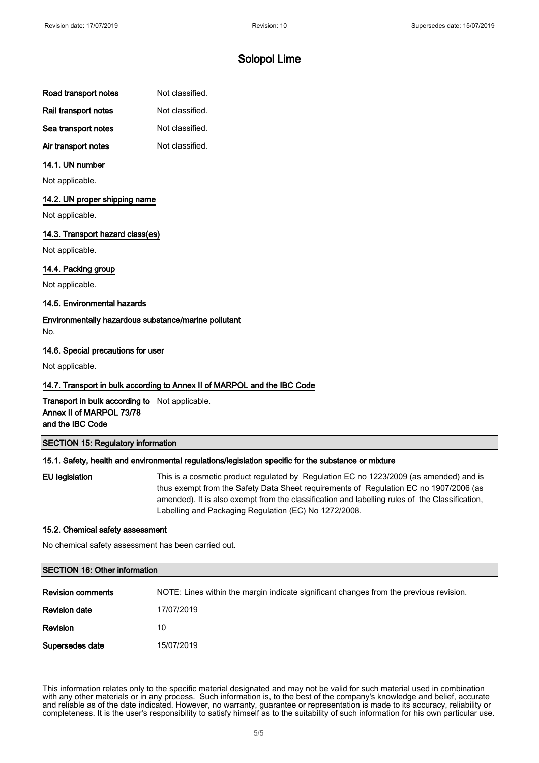| | |
|---|---|
| **Road transport notes** | Not classified. |
| **Rail transport notes** | Not classified. |
| **Sea transport notes** | Not classified. |
| **Air transport notes** | Not classified. |

### 14.1. UN number

Not applicable.

### 14.2. UN proper shipping name

Not applicable.

### 14.3. Transport hazard class(es)

Not applicable.

### 14.4. Packing group

Not applicable.

### 14.5. Environmental hazards

**Environmentally hazardous substance/marine pollutant**

No.

### 14.6. Special precautions for user

Not applicable.

### 14.7. Transport in bulk according to Annex II of MARPOL and the IBC Code

| | |
|---|---|
| **Transport in bulk according to Annex II of MARPOL 73/78 and the IBC Code** | Not applicable. |

## SECTION 15: Regulatory information

### 15.1. Safety, health and environmental regulations/legislation specific for the substance or mixture

| | |
|---|---|
| **EU legislation** | This is a cosmetic product regulated by Regulation EC no 1223/2009 (as amended) and is thus exempt from the Safety Data Sheet requirements of Regulation EC no 1907/2006 (as amended). It is also exempt from the classification and labelling rules of the Classification, Labelling and Packaging Regulation (EC) No 1272/2008. |

### 15.2. Chemical safety assessment

No chemical safety assessment has been carried out.

## SECTION 16: Other information

| | |
|---|---|
| **Revision comments** | NOTE: Lines within the margin indicate significant changes from the previous revision. |
| **Revision date** | 17/07/2019 |
| **Revision** | 10 |
| **Supersedes date** | 15/07/2019 |

This information relates only to the specific material designated and may not be valid for such material used in combination with any other materials or in any process. Such information is, to the best of the company's knowledge and belief, accurate and reliable as of the date indicated. However, no warranty, guarantee or representation is made to its accuracy, reliability or completeness. It is the user's responsibility to satisfy himself as to the suitability of such information for his own particular use.